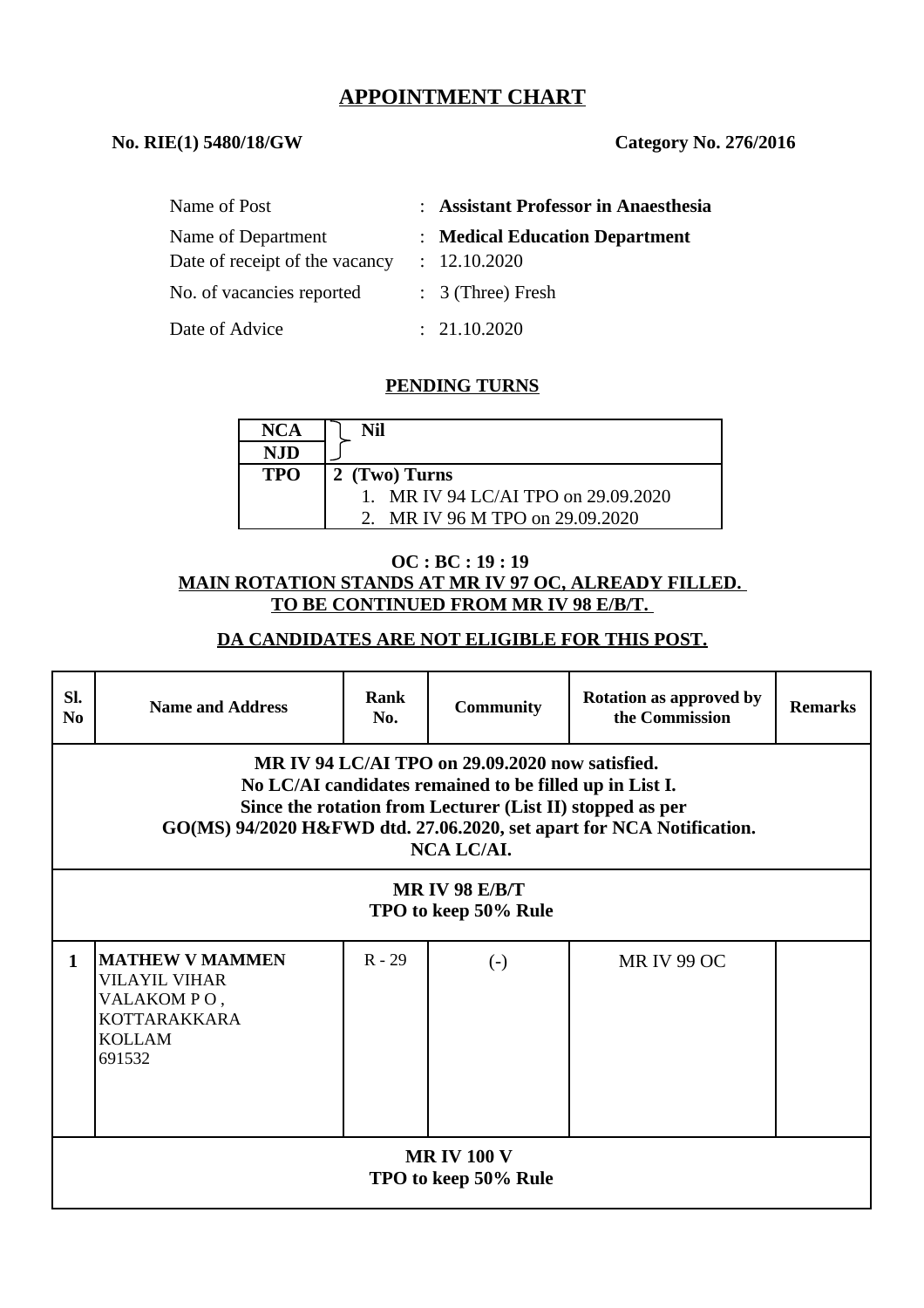# APPOINTMENT CHART

**No. RIE(1) 5480/18/GW** **Category No. 276/2016**

| | | |
|---|---|---|
| Name of Post | : | **Assistant Professor in Anaesthesia** |
| Name of Department | : | **Medical Education Department** |
| Date of receipt of the vacancy | : | 12.10.2020 |
| No. of vacancies reported | : | 3 (Three) Fresh |
| Date of Advice | : | 21.10.2020 |

## PENDING TURNS

| | |
|---|---|
| **NCA** | **Nil** |
| **NJD** | |
| **TPO** | **2 (Two) Turns**<br>1. MR IV 94 LC/AI TPO on 29.09.2020<br>2. MR IV 96 M TPO on 29.09.2020 |

**OC : BC : 19 : 19**

**MAIN ROTATION STANDS AT MR IV 97 OC, ALREADY FILLED.**
**TO BE CONTINUED FROM MR IV 98 E/B/T.**

**DA CANDIDATES ARE NOT ELIGIBLE FOR THIS POST.**

| Sl. No | Name and Address | Rank No. | Community | Rotation as approved by the Commission | Remarks |
|---|---|---|---|---|---|
| **MR IV 94 LC/AI TPO on 29.09.2020 now satisfied. No LC/AI candidates remained to be filled up in List I. Since the rotation from Lecturer (List II) stopped as per GO(MS) 94/2020 H&FWD dtd. 27.06.2020, set apart for NCA Notification. NCA LC/AI.** | | | | | |
| **MR IV 98 E/B/T TPO to keep 50% Rule** | | | | | |
| 1 | **MATHEW V MAMMEN**<br>VILAYIL VIHAR<br>VALAKOM P O ,<br>KOTTARAKKARA<br>KOLLAM<br>691532 | R - 29 | (-) | MR IV 99 OC | |
| **MR IV 100 V TPO to keep 50% Rule** | | | | | |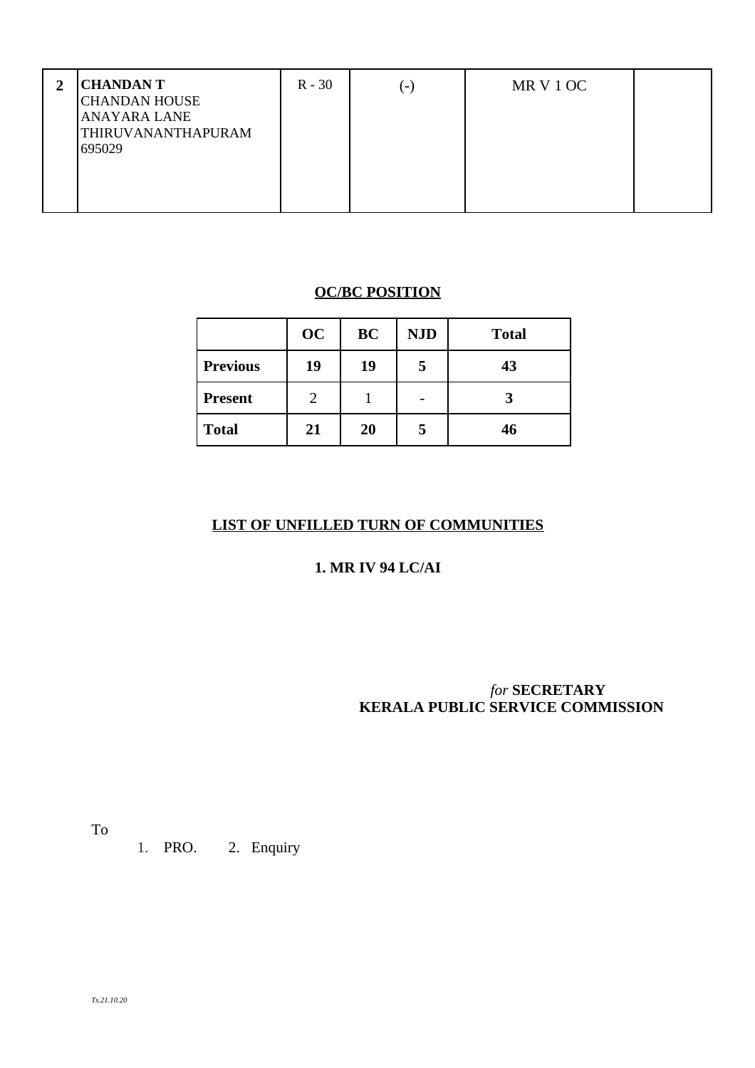| | | | | | |
|---|---|---|---|---|---|
| **2** | **CHANDAN T**<br>CHANDAN HOUSE<br>ANAYARA LANE<br>THIRUVANANTHAPURAM<br>695029 | R - 30 | (-) | MR V 1 OC | |

**OC/BC POSITION**

| | OC | BC | NJD | Total |
|---|---|---|---|---|
| **Previous** | **19** | **19** | **5** | **43** |
| **Present** | 2 | 1 | - | **3** |
| **Total** | **21** | **20** | **5** | **46** |

**LIST OF UNFILLED TURN OF COMMUNITIES**

**1. MR IV 94 LC/AI**

*for* **SECRETARY**
**KERALA PUBLIC SERVICE COMMISSION**

To

1. PRO. 2. Enquiry

*Ts.21.10.20*